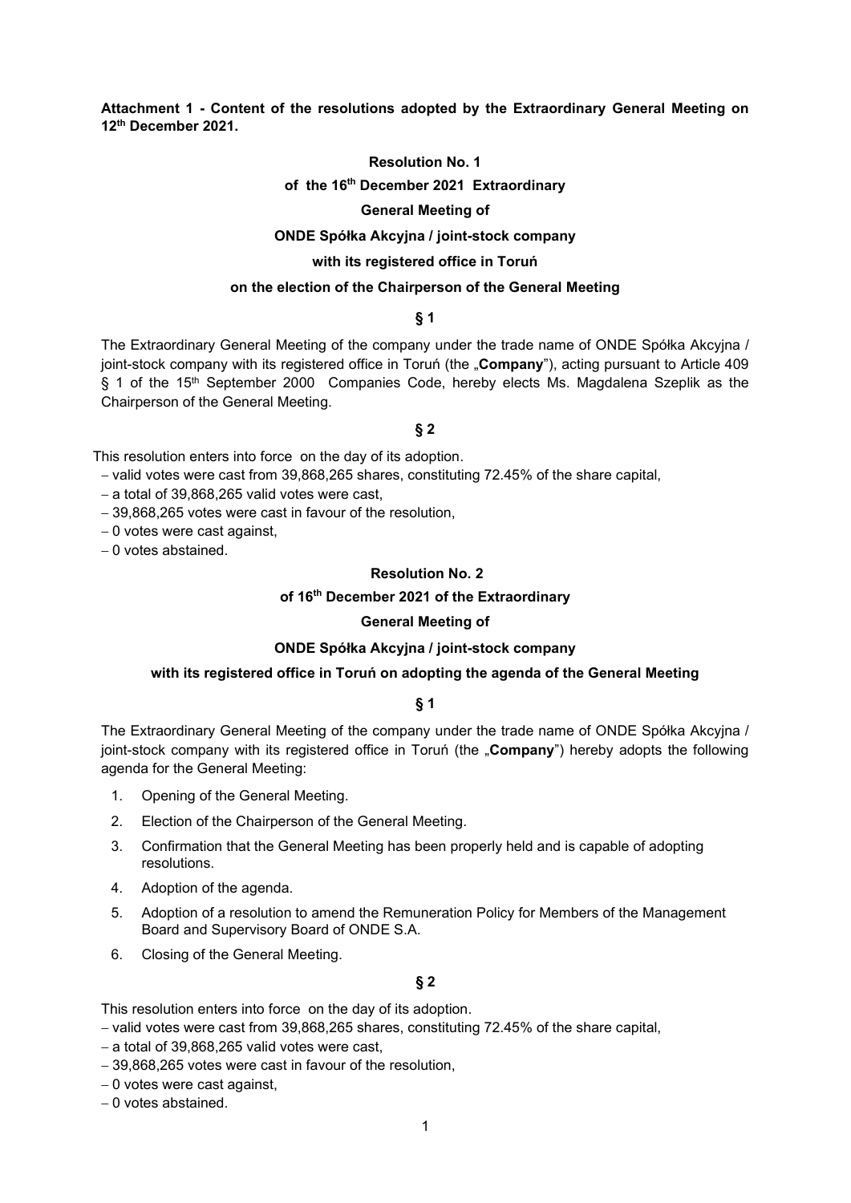**Attachment 1 - Content of the resolutions adopted by the Extraordinary General Meeting on 12th December 2021.**

**Resolution No. 1**

**of the 16th December 2021 Extraordinary**

**General Meeting of**

**ONDE Spółka Akcyjna / joint-stock company**

**with its registered office in Toruń**

**on the election of the Chairperson of the General Meeting**

**§ 1**

The Extraordinary General Meeting of the company under the trade name of ONDE Spółka Akcyjna / joint-stock company with its registered office in Toruń (the „**Company**"), acting pursuant to Article 409 § 1 of the 15th September 2000 Companies Code, hereby elects Ms. Magdalena Szeplik as the Chairperson of the General Meeting.

**§ 2**

This resolution enters into force on the day of its adoption.

- valid votes were cast from 39,868,265 shares, constituting 72.45% of the share capital,
- a total of 39,868,265 valid votes were cast,
- 39,868,265 votes were cast in favour of the resolution,
- 0 votes were cast against,
- 0 votes abstained.

**Resolution No. 2**

**of 16th December 2021 of the Extraordinary**

**General Meeting of**

**ONDE Spółka Akcyjna / joint-stock company**

**with its registered office in Toruń on adopting the agenda of the General Meeting**

**§ 1**

The Extraordinary General Meeting of the company under the trade name of ONDE Spółka Akcyjna / joint-stock company with its registered office in Toruń (the „**Company**") hereby adopts the following agenda for the General Meeting:

1. Opening of the General Meeting.
2. Election of the Chairperson of the General Meeting.
3. Confirmation that the General Meeting has been properly held and is capable of adopting resolutions.
4. Adoption of the agenda.
5. Adoption of a resolution to amend the Remuneration Policy for Members of the Management Board and Supervisory Board of ONDE S.A.
6. Closing of the General Meeting.

**§ 2**

This resolution enters into force on the day of its adoption.

- valid votes were cast from 39,868,265 shares, constituting 72.45% of the share capital,
- a total of 39,868,265 valid votes were cast,
- 39,868,265 votes were cast in favour of the resolution,
- 0 votes were cast against,
- 0 votes abstained.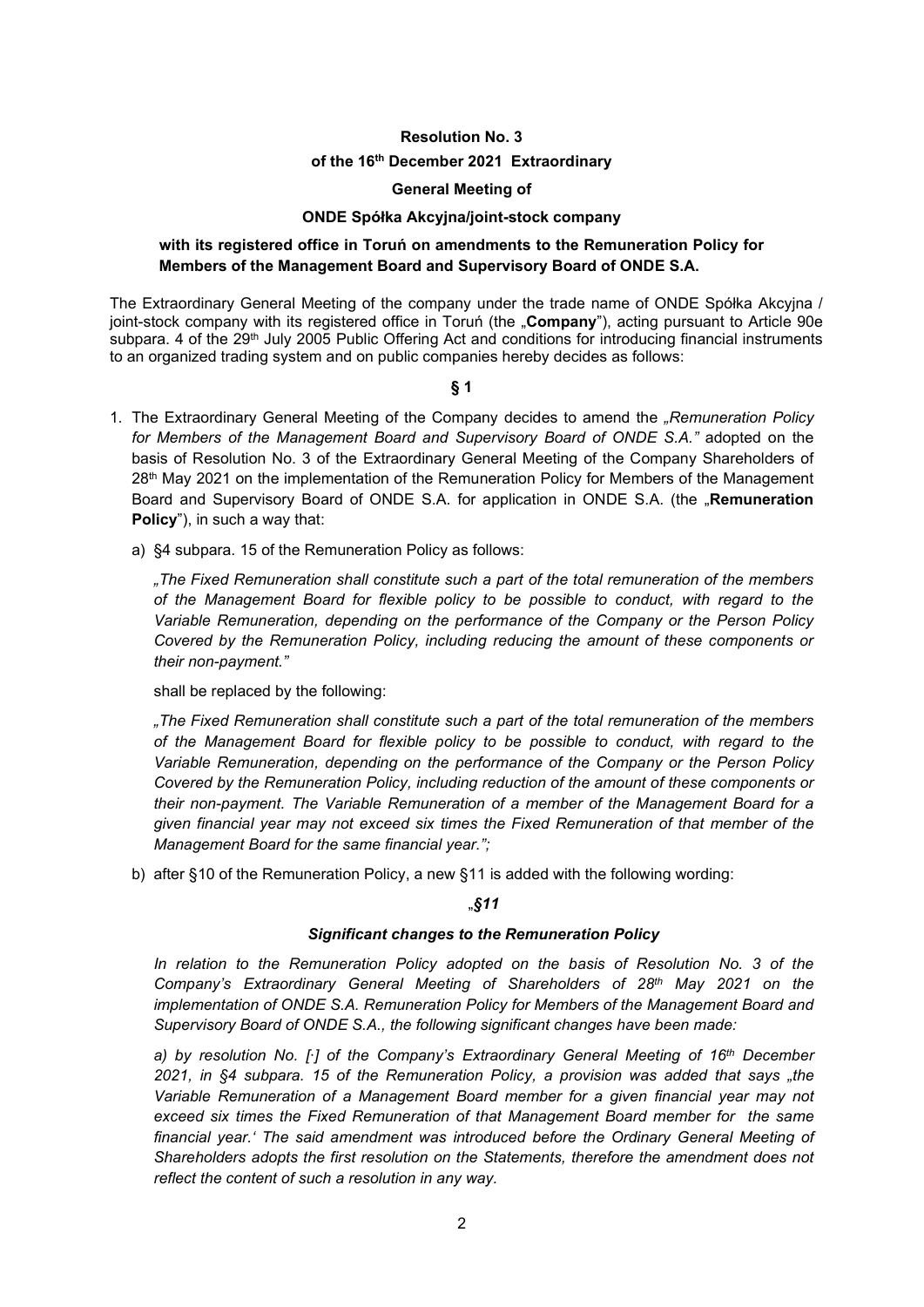**Resolution No. 3**

**of the 16th December 2021 Extraordinary**

**General Meeting of**

**ONDE Spółka Akcyjna/joint-stock company**

**with its registered office in Toruń on amendments to the Remuneration Policy for Members of the Management Board and Supervisory Board of ONDE S.A.**

The Extraordinary General Meeting of the company under the trade name of ONDE Spółka Akcyjna / joint-stock company with its registered office in Toruń (the „**Company**"), acting pursuant to Article 90e subpara. 4 of the 29th July 2005 Public Offering Act and conditions for introducing financial instruments to an organized trading system and on public companies hereby decides as follows:

**§ 1**

1. The Extraordinary General Meeting of the Company decides to amend the *„Remuneration Policy for Members of the Management Board and Supervisory Board of ONDE S.A."* adopted on the basis of Resolution No. 3 of the Extraordinary General Meeting of the Company Shareholders of 28th May 2021 on the implementation of the Remuneration Policy for Members of the Management Board and Supervisory Board of ONDE S.A. for application in ONDE S.A. (the „**Remuneration Policy**"), in such a way that:

   a) §4 subpara. 15 of the Remuneration Policy as follows:

   *„The Fixed Remuneration shall constitute such a part of the total remuneration of the members of the Management Board for flexible policy to be possible to conduct, with regard to the Variable Remuneration, depending on the performance of the Company or the Person Policy Covered by the Remuneration Policy, including reducing the amount of these components or their non-payment."*

   shall be replaced by the following:

   *„The Fixed Remuneration shall constitute such a part of the total remuneration of the members of the Management Board for flexible policy to be possible to conduct, with regard to the Variable Remuneration, depending on the performance of the Company or the Person Policy Covered by the Remuneration Policy, including reduction of the amount of these components or their non-payment. The Variable Remuneration of a member of the Management Board for a given financial year may not exceed six times the Fixed Remuneration of that member of the Management Board for the same financial year.";*

   b) after §10 of the Remuneration Policy, a new §11 is added with the following wording:

   *„§11*

   ***Significant changes to the Remuneration Policy***

   *In relation to the Remuneration Policy adopted on the basis of Resolution No. 3 of the Company's Extraordinary General Meeting of Shareholders of 28th May 2021 on the implementation of ONDE S.A. Remuneration Policy for Members of the Management Board and Supervisory Board of ONDE S.A., the following significant changes have been made:*

   *a) by resolution No. [·] of the Company's Extraordinary General Meeting of 16th December 2021, in §4 subpara. 15 of the Remuneration Policy, a provision was added that says „the Variable Remuneration of a Management Board member for a given financial year may not exceed six times the Fixed Remuneration of that Management Board member for the same financial year.' The said amendment was introduced before the Ordinary General Meeting of Shareholders adopts the first resolution on the Statements, therefore the amendment does not reflect the content of such a resolution in any way.*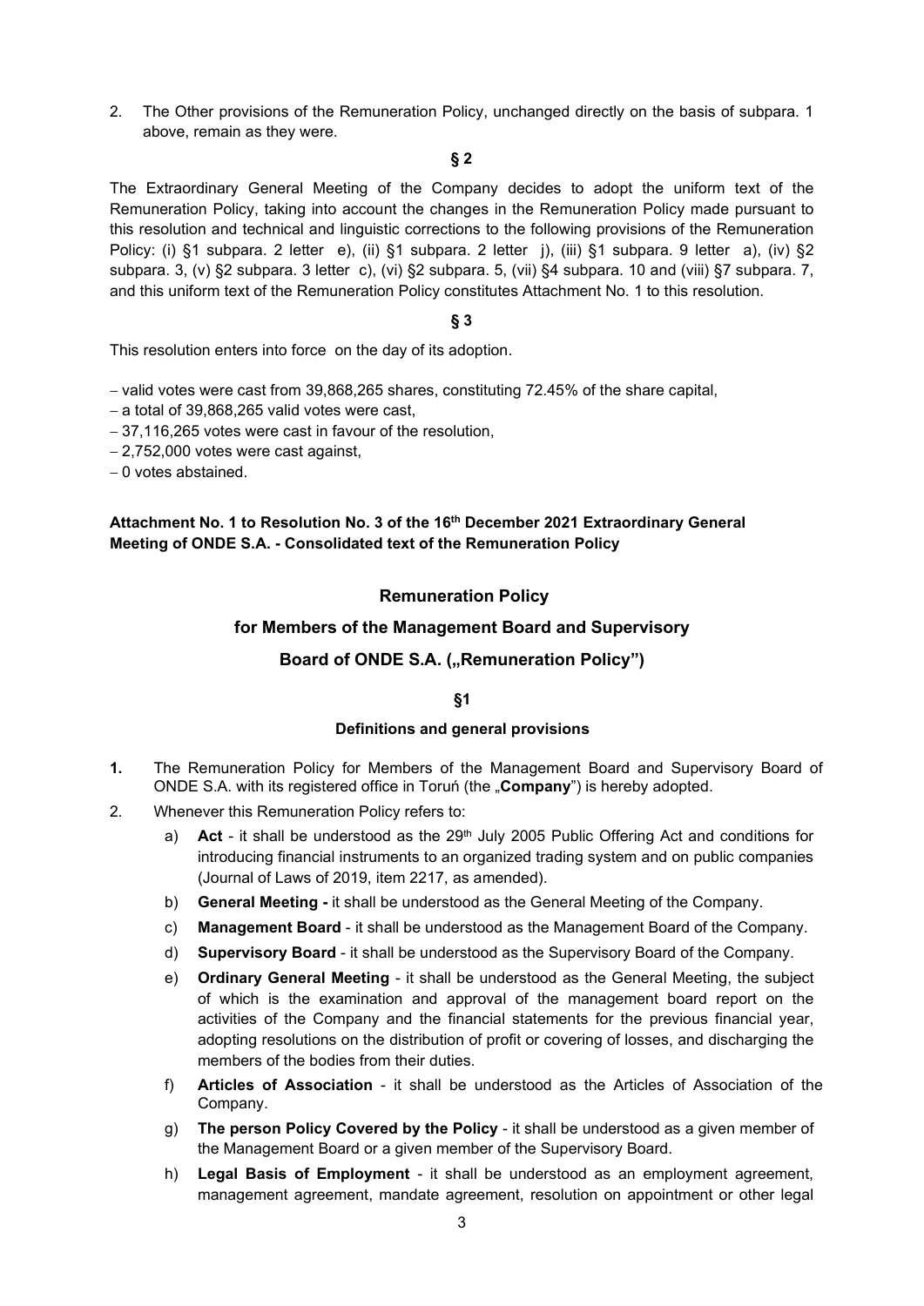2. The Other provisions of the Remuneration Policy, unchanged directly on the basis of subpara. 1 above, remain as they were.

**§ 2**

The Extraordinary General Meeting of the Company decides to adopt the uniform text of the Remuneration Policy, taking into account the changes in the Remuneration Policy made pursuant to this resolution and technical and linguistic corrections to the following provisions of the Remuneration Policy: (i) §1 subpara. 2 letter e), (ii) §1 subpara. 2 letter j), (iii) §1 subpara. 9 letter a), (iv) §2 subpara. 3, (v) §2 subpara. 3 letter c), (vi) §2 subpara. 5, (vii) §4 subpara. 10 and (viii) §7 subpara. 7, and this uniform text of the Remuneration Policy constitutes Attachment No. 1 to this resolution.

**§ 3**

This resolution enters into force on the day of its adoption.

- valid votes were cast from 39,868,265 shares, constituting 72.45% of the share capital,
- a total of 39,868,265 valid votes were cast,
- 37,116,265 votes were cast in favour of the resolution,
- 2,752,000 votes were cast against,
- 0 votes abstained.

**Attachment No. 1 to Resolution No. 3 of the 16th December 2021 Extraordinary General Meeting of ONDE S.A. - Consolidated text of the Remuneration Policy**

## Remuneration Policy

## for Members of the Management Board and Supervisory

## Board of ONDE S.A. („Remuneration Policy")

**§1**

**Definitions and general provisions**

1. The Remuneration Policy for Members of the Management Board and Supervisory Board of ONDE S.A. with its registered office in Toruń (the „**Company**") is hereby adopted.
2. Whenever this Remuneration Policy refers to:
   a) **Act** - it shall be understood as the 29th July 2005 Public Offering Act and conditions for introducing financial instruments to an organized trading system and on public companies (Journal of Laws of 2019, item 2217, as amended).
   b) **General Meeting -** it shall be understood as the General Meeting of the Company.
   c) **Management Board** - it shall be understood as the Management Board of the Company.
   d) **Supervisory Board** - it shall be understood as the Supervisory Board of the Company.
   e) **Ordinary General Meeting** - it shall be understood as the General Meeting, the subject of which is the examination and approval of the management board report on the activities of the Company and the financial statements for the previous financial year, adopting resolutions on the distribution of profit or covering of losses, and discharging the members of the bodies from their duties.
   f) **Articles of Association** - it shall be understood as the Articles of Association of the Company.
   g) **The person Policy Covered by the Policy** - it shall be understood as a given member of the Management Board or a given member of the Supervisory Board.
   h) **Legal Basis of Employment** - it shall be understood as an employment agreement, management agreement, mandate agreement, resolution on appointment or other legal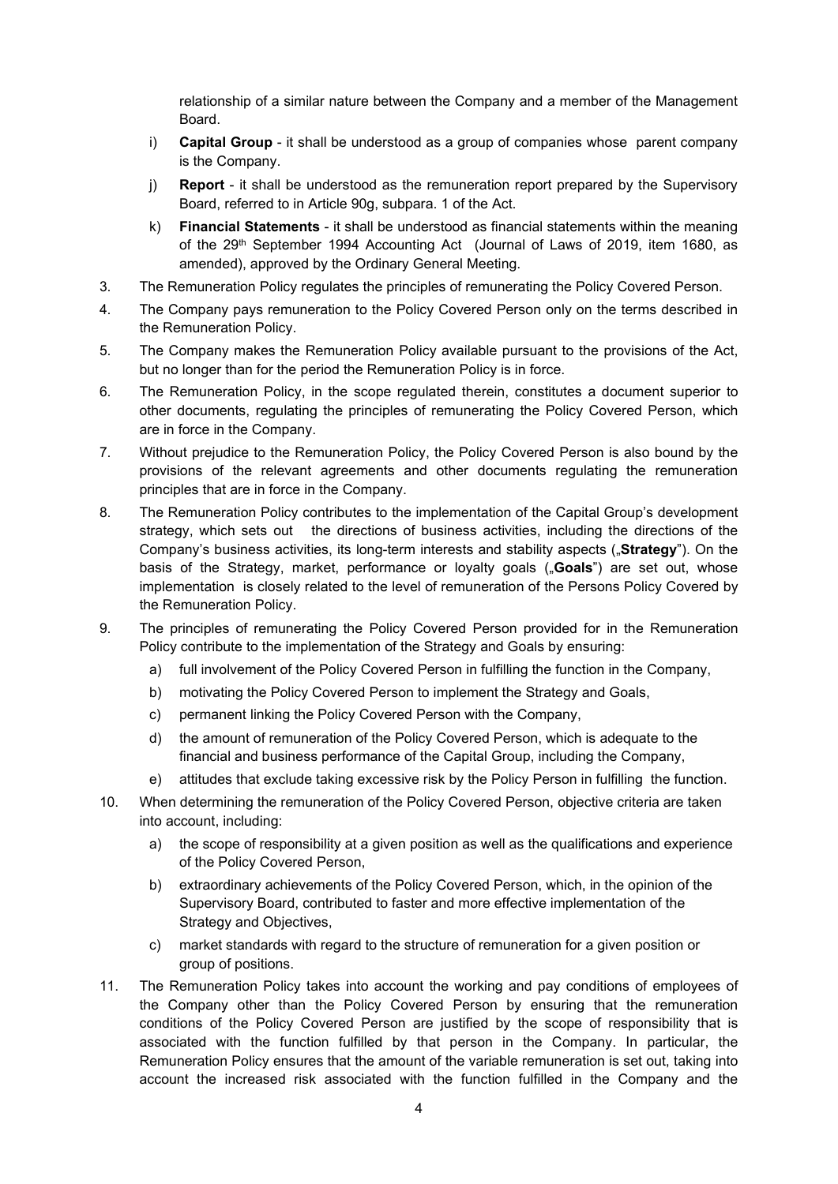relationship of a similar nature between the Company and a member of the Management Board.

i) **Capital Group** - it shall be understood as a group of companies whose parent company is the Company.

j) **Report** - it shall be understood as the remuneration report prepared by the Supervisory Board, referred to in Article 90g, subpara. 1 of the Act.

k) **Financial Statements** - it shall be understood as financial statements within the meaning of the 29th September 1994 Accounting Act (Journal of Laws of 2019, item 1680, as amended), approved by the Ordinary General Meeting.

3. The Remuneration Policy regulates the principles of remunerating the Policy Covered Person.
4. The Company pays remuneration to the Policy Covered Person only on the terms described in the Remuneration Policy.
5. The Company makes the Remuneration Policy available pursuant to the provisions of the Act, but no longer than for the period the Remuneration Policy is in force.
6. The Remuneration Policy, in the scope regulated therein, constitutes a document superior to other documents, regulating the principles of remunerating the Policy Covered Person, which are in force in the Company.
7. Without prejudice to the Remuneration Policy, the Policy Covered Person is also bound by the provisions of the relevant agreements and other documents regulating the remuneration principles that are in force in the Company.
8. The Remuneration Policy contributes to the implementation of the Capital Group's development strategy, which sets out the directions of business activities, including the directions of the Company's business activities, its long-term interests and stability aspects („**Strategy**"). On the basis of the Strategy, market, performance or loyalty goals („**Goals**") are set out, whose implementation is closely related to the level of remuneration of the Persons Policy Covered by the Remuneration Policy.
9. The principles of remunerating the Policy Covered Person provided for in the Remuneration Policy contribute to the implementation of the Strategy and Goals by ensuring:
   a) full involvement of the Policy Covered Person in fulfilling the function in the Company,
   b) motivating the Policy Covered Person to implement the Strategy and Goals,
   c) permanent linking the Policy Covered Person with the Company,
   d) the amount of remuneration of the Policy Covered Person, which is adequate to the financial and business performance of the Capital Group, including the Company,
   e) attitudes that exclude taking excessive risk by the Policy Person in fulfilling the function.
10. When determining the remuneration of the Policy Covered Person, objective criteria are taken into account, including:
    a) the scope of responsibility at a given position as well as the qualifications and experience of the Policy Covered Person,
    b) extraordinary achievements of the Policy Covered Person, which, in the opinion of the Supervisory Board, contributed to faster and more effective implementation of the Strategy and Objectives,
    c) market standards with regard to the structure of remuneration for a given position or group of positions.
11. The Remuneration Policy takes into account the working and pay conditions of employees of the Company other than the Policy Covered Person by ensuring that the remuneration conditions of the Policy Covered Person are justified by the scope of responsibility that is associated with the function fulfilled by that person in the Company. In particular, the Remuneration Policy ensures that the amount of the variable remuneration is set out, taking into account the increased risk associated with the function fulfilled in the Company and the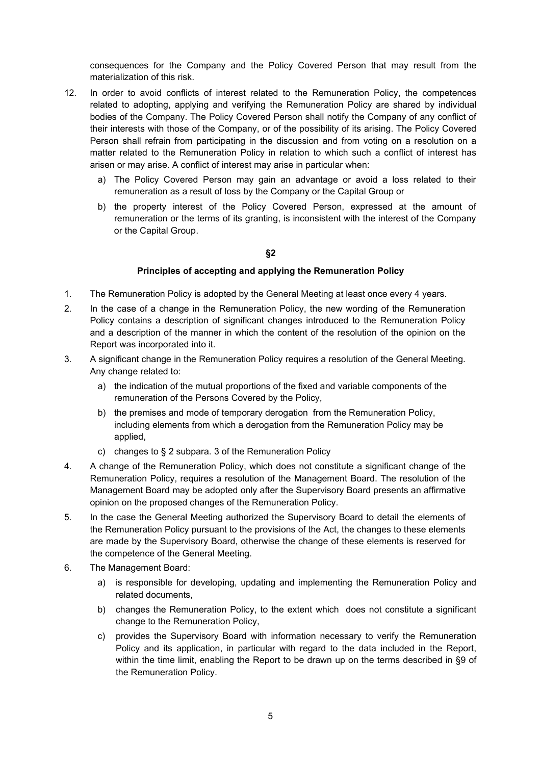consequences for the Company and the Policy Covered Person that may result from the materialization of this risk.

12. In order to avoid conflicts of interest related to the Remuneration Policy, the competences related to adopting, applying and verifying the Remuneration Policy are shared by individual bodies of the Company. The Policy Covered Person shall notify the Company of any conflict of their interests with those of the Company, or of the possibility of its arising. The Policy Covered Person shall refrain from participating in the discussion and from voting on a resolution on a matter related to the Remuneration Policy in relation to which such a conflict of interest has arisen or may arise. A conflict of interest may arise in particular when:
    a) The Policy Covered Person may gain an advantage or avoid a loss related to their remuneration as a result of loss by the Company or the Capital Group or
    b) the property interest of the Policy Covered Person, expressed at the amount of remuneration or the terms of its granting, is inconsistent with the interest of the Company or the Capital Group.

## §2

### Principles of accepting and applying the Remuneration Policy

1. The Remuneration Policy is adopted by the General Meeting at least once every 4 years.
2. In the case of a change in the Remuneration Policy, the new wording of the Remuneration Policy contains a description of significant changes introduced to the Remuneration Policy and a description of the manner in which the content of the resolution of the opinion on the Report was incorporated into it.
3. A significant change in the Remuneration Policy requires a resolution of the General Meeting. Any change related to:
    a) the indication of the mutual proportions of the fixed and variable components of the remuneration of the Persons Covered by the Policy,
    b) the premises and mode of temporary derogation from the Remuneration Policy, including elements from which a derogation from the Remuneration Policy may be applied,
    c) changes to § 2 subpara. 3 of the Remuneration Policy
4. A change of the Remuneration Policy, which does not constitute a significant change of the Remuneration Policy, requires a resolution of the Management Board. The resolution of the Management Board may be adopted only after the Supervisory Board presents an affirmative opinion on the proposed changes of the Remuneration Policy.
5. In the case the General Meeting authorized the Supervisory Board to detail the elements of the Remuneration Policy pursuant to the provisions of the Act, the changes to these elements are made by the Supervisory Board, otherwise the change of these elements is reserved for the competence of the General Meeting.
6. The Management Board:
    a) is responsible for developing, updating and implementing the Remuneration Policy and related documents,
    b) changes the Remuneration Policy, to the extent which does not constitute a significant change to the Remuneration Policy,
    c) provides the Supervisory Board with information necessary to verify the Remuneration Policy and its application, in particular with regard to the data included in the Report, within the time limit, enabling the Report to be drawn up on the terms described in §9 of the Remuneration Policy.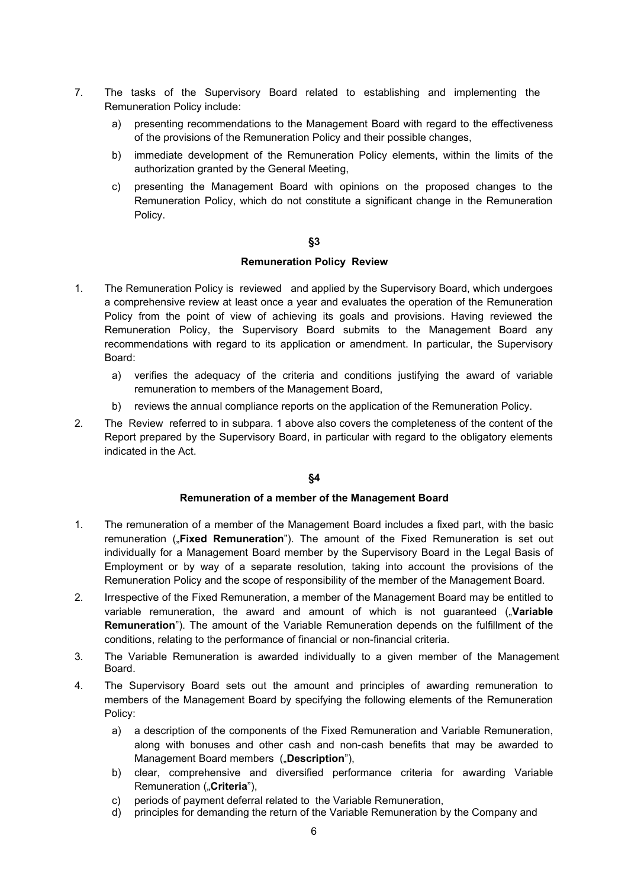7. The tasks of the Supervisory Board related to establishing and implementing the Remuneration Policy include:

   a) presenting recommendations to the Management Board with regard to the effectiveness of the provisions of the Remuneration Policy and their possible changes,

   b) immediate development of the Remuneration Policy elements, within the limits of the authorization granted by the General Meeting,

   c) presenting the Management Board with opinions on the proposed changes to the Remuneration Policy, which do not constitute a significant change in the Remuneration Policy.

## §3

### Remuneration Policy Review

1. The Remuneration Policy is reviewed and applied by the Supervisory Board, which undergoes a comprehensive review at least once a year and evaluates the operation of the Remuneration Policy from the point of view of achieving its goals and provisions. Having reviewed the Remuneration Policy, the Supervisory Board submits to the Management Board any recommendations with regard to its application or amendment. In particular, the Supervisory Board:

   a) verifies the adequacy of the criteria and conditions justifying the award of variable remuneration to members of the Management Board,

   b) reviews the annual compliance reports on the application of the Remuneration Policy.

2. The Review referred to in subpara. 1 above also covers the completeness of the content of the Report prepared by the Supervisory Board, in particular with regard to the obligatory elements indicated in the Act.

## §4

### Remuneration of a member of the Management Board

1. The remuneration of a member of the Management Board includes a fixed part, with the basic remuneration („**Fixed Remuneration**"). The amount of the Fixed Remuneration is set out individually for a Management Board member by the Supervisory Board in the Legal Basis of Employment or by way of a separate resolution, taking into account the provisions of the Remuneration Policy and the scope of responsibility of the member of the Management Board.

2. Irrespective of the Fixed Remuneration, a member of the Management Board may be entitled to variable remuneration, the award and amount of which is not guaranteed („**Variable Remuneration**"). The amount of the Variable Remuneration depends on the fulfillment of the conditions, relating to the performance of financial or non-financial criteria.

3. The Variable Remuneration is awarded individually to a given member of the Management Board.

4. The Supervisory Board sets out the amount and principles of awarding remuneration to members of the Management Board by specifying the following elements of the Remuneration Policy:

   a) a description of the components of the Fixed Remuneration and Variable Remuneration, along with bonuses and other cash and non-cash benefits that may be awarded to Management Board members („**Description**"),

   b) clear, comprehensive and diversified performance criteria for awarding Variable Remuneration („**Criteria**"),

   c) periods of payment deferral related to the Variable Remuneration,

   d) principles for demanding the return of the Variable Remuneration by the Company and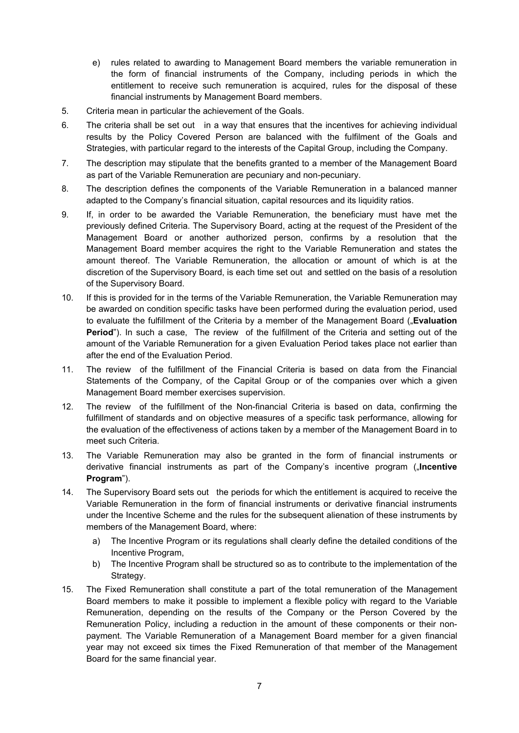e) rules related to awarding to Management Board members the variable remuneration in the form of financial instruments of the Company, including periods in which the entitlement to receive such remuneration is acquired, rules for the disposal of these financial instruments by Management Board members.

5. Criteria mean in particular the achievement of the Goals.
6. The criteria shall be set out in a way that ensures that the incentives for achieving individual results by the Policy Covered Person are balanced with the fulfilment of the Goals and Strategies, with particular regard to the interests of the Capital Group, including the Company.
7. The description may stipulate that the benefits granted to a member of the Management Board as part of the Variable Remuneration are pecuniary and non-pecuniary.
8. The description defines the components of the Variable Remuneration in a balanced manner adapted to the Company's financial situation, capital resources and its liquidity ratios.
9. If, in order to be awarded the Variable Remuneration, the beneficiary must have met the previously defined Criteria. The Supervisory Board, acting at the request of the President of the Management Board or another authorized person, confirms by a resolution that the Management Board member acquires the right to the Variable Remuneration and states the amount thereof. The Variable Remuneration, the allocation or amount of which is at the discretion of the Supervisory Board, is each time set out and settled on the basis of a resolution of the Supervisory Board.
10. If this is provided for in the terms of the Variable Remuneration, the Variable Remuneration may be awarded on condition specific tasks have been performed during the evaluation period, used to evaluate the fulfillment of the Criteria by a member of the Management Board („**Evaluation Period**"). In such a case, The review of the fulfillment of the Criteria and setting out of the amount of the Variable Remuneration for a given Evaluation Period takes place not earlier than after the end of the Evaluation Period.
11. The review of the fulfillment of the Financial Criteria is based on data from the Financial Statements of the Company, of the Capital Group or of the companies over which a given Management Board member exercises supervision.
12. The review of the fulfillment of the Non-financial Criteria is based on data, confirming the fulfillment of standards and on objective measures of a specific task performance, allowing for the evaluation of the effectiveness of actions taken by a member of the Management Board in to meet such Criteria.
13. The Variable Remuneration may also be granted in the form of financial instruments or derivative financial instruments as part of the Company's incentive program („**Incentive Program**").
14. The Supervisory Board sets out the periods for which the entitlement is acquired to receive the Variable Remuneration in the form of financial instruments or derivative financial instruments under the Incentive Scheme and the rules for the subsequent alienation of these instruments by members of the Management Board, where:
    a) The Incentive Program or its regulations shall clearly define the detailed conditions of the Incentive Program,
    b) The Incentive Program shall be structured so as to contribute to the implementation of the Strategy.
15. The Fixed Remuneration shall constitute a part of the total remuneration of the Management Board members to make it possible to implement a flexible policy with regard to the Variable Remuneration, depending on the results of the Company or the Person Covered by the Remuneration Policy, including a reduction in the amount of these components or their non-payment. The Variable Remuneration of a Management Board member for a given financial year may not exceed six times the Fixed Remuneration of that member of the Management Board for the same financial year.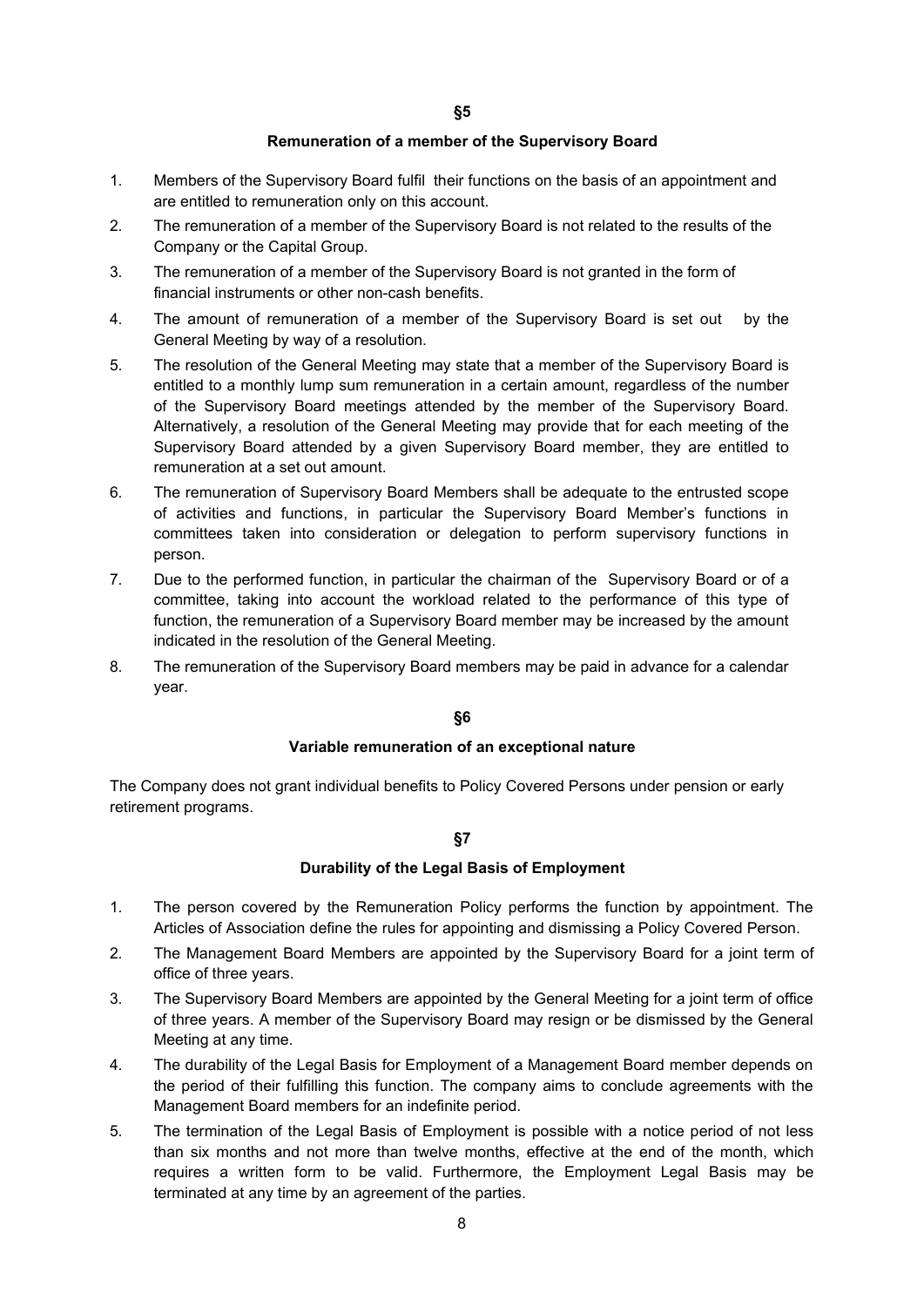## §5

### Remuneration of a member of the Supervisory Board

1. Members of the Supervisory Board fulfil their functions on the basis of an appointment and are entitled to remuneration only on this account.
2. The remuneration of a member of the Supervisory Board is not related to the results of the Company or the Capital Group.
3. The remuneration of a member of the Supervisory Board is not granted in the form of financial instruments or other non-cash benefits.
4. The amount of remuneration of a member of the Supervisory Board is set out by the General Meeting by way of a resolution.
5. The resolution of the General Meeting may state that a member of the Supervisory Board is entitled to a monthly lump sum remuneration in a certain amount, regardless of the number of the Supervisory Board meetings attended by the member of the Supervisory Board. Alternatively, a resolution of the General Meeting may provide that for each meeting of the Supervisory Board attended by a given Supervisory Board member, they are entitled to remuneration at a set out amount.
6. The remuneration of Supervisory Board Members shall be adequate to the entrusted scope of activities and functions, in particular the Supervisory Board Member's functions in committees taken into consideration or delegation to perform supervisory functions in person.
7. Due to the performed function, in particular the chairman of the Supervisory Board or of a committee, taking into account the workload related to the performance of this type of function, the remuneration of a Supervisory Board member may be increased by the amount indicated in the resolution of the General Meeting.
8. The remuneration of the Supervisory Board members may be paid in advance for a calendar year.

## §6

### Variable remuneration of an exceptional nature

The Company does not grant individual benefits to Policy Covered Persons under pension or early retirement programs.

## §7

### Durability of the Legal Basis of Employment

1. The person covered by the Remuneration Policy performs the function by appointment. The Articles of Association define the rules for appointing and dismissing a Policy Covered Person.
2. The Management Board Members are appointed by the Supervisory Board for a joint term of office of three years.
3. The Supervisory Board Members are appointed by the General Meeting for a joint term of office of three years. A member of the Supervisory Board may resign or be dismissed by the General Meeting at any time.
4. The durability of the Legal Basis for Employment of a Management Board member depends on the period of their fulfilling this function. The company aims to conclude agreements with the Management Board members for an indefinite period.
5. The termination of the Legal Basis of Employment is possible with a notice period of not less than six months and not more than twelve months, effective at the end of the month, which requires a written form to be valid. Furthermore, the Employment Legal Basis may be terminated at any time by an agreement of the parties.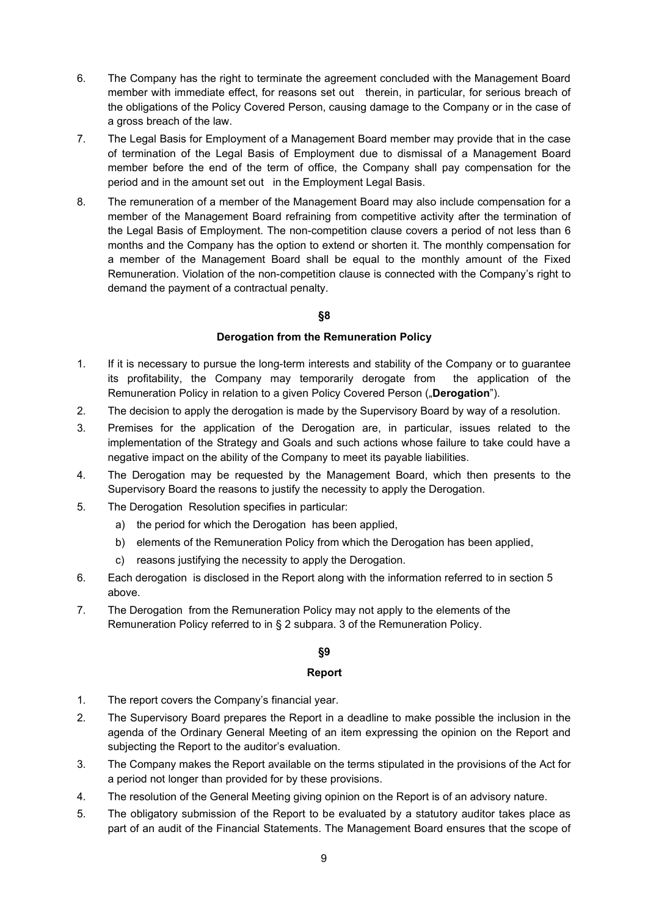6. The Company has the right to terminate the agreement concluded with the Management Board member with immediate effect, for reasons set out therein, in particular, for serious breach of the obligations of the Policy Covered Person, causing damage to the Company or in the case of a gross breach of the law.
7. The Legal Basis for Employment of a Management Board member may provide that in the case of termination of the Legal Basis of Employment due to dismissal of a Management Board member before the end of the term of office, the Company shall pay compensation for the period and in the amount set out in the Employment Legal Basis.
8. The remuneration of a member of the Management Board may also include compensation for a member of the Management Board refraining from competitive activity after the termination of the Legal Basis of Employment. The non-competition clause covers a period of not less than 6 months and the Company has the option to extend or shorten it. The monthly compensation for a member of the Management Board shall be equal to the monthly amount of the Fixed Remuneration. Violation of the non-competition clause is connected with the Company's right to demand the payment of a contractual penalty.

## §8

### Derogation from the Remuneration Policy

1. If it is necessary to pursue the long-term interests and stability of the Company or to guarantee its profitability, the Company may temporarily derogate from the application of the Remuneration Policy in relation to a given Policy Covered Person („**Derogation**").
2. The decision to apply the derogation is made by the Supervisory Board by way of a resolution.
3. Premises for the application of the Derogation are, in particular, issues related to the implementation of the Strategy and Goals and such actions whose failure to take could have a negative impact on the ability of the Company to meet its payable liabilities.
4. The Derogation may be requested by the Management Board, which then presents to the Supervisory Board the reasons to justify the necessity to apply the Derogation.
5. The Derogation Resolution specifies in particular:
   a) the period for which the Derogation has been applied,
   b) elements of the Remuneration Policy from which the Derogation has been applied,
   c) reasons justifying the necessity to apply the Derogation.
6. Each derogation is disclosed in the Report along with the information referred to in section 5 above.
7. The Derogation from the Remuneration Policy may not apply to the elements of the Remuneration Policy referred to in § 2 subpara. 3 of the Remuneration Policy.

## §9

### Report

1. The report covers the Company's financial year.
2. The Supervisory Board prepares the Report in a deadline to make possible the inclusion in the agenda of the Ordinary General Meeting of an item expressing the opinion on the Report and subjecting the Report to the auditor's evaluation.
3. The Company makes the Report available on the terms stipulated in the provisions of the Act for a period not longer than provided for by these provisions.
4. The resolution of the General Meeting giving opinion on the Report is of an advisory nature.
5. The obligatory submission of the Report to be evaluated by a statutory auditor takes place as part of an audit of the Financial Statements. The Management Board ensures that the scope of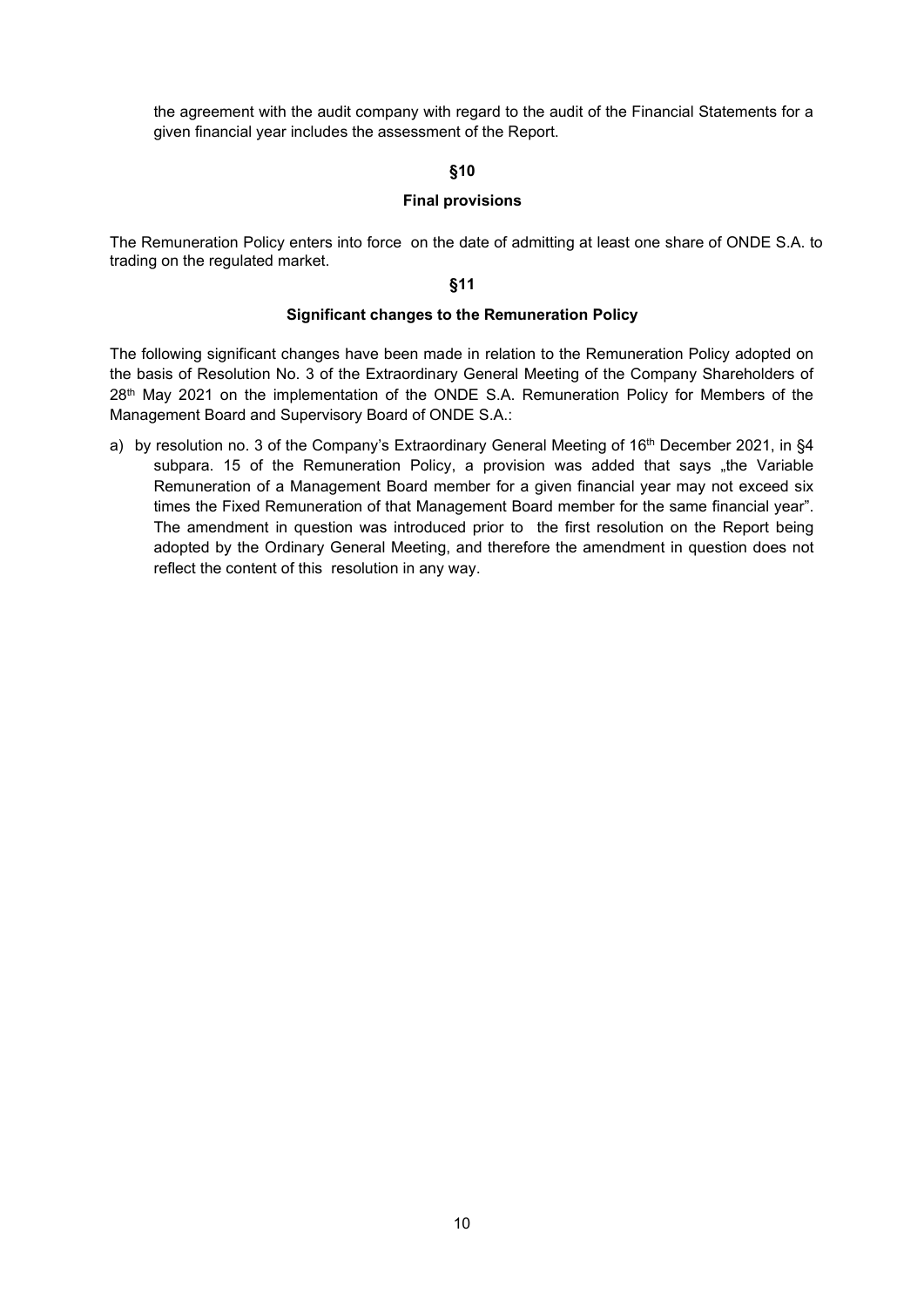the agreement with the audit company with regard to the audit of the Financial Statements for a given financial year includes the assessment of the Report.

**§10**

**Final provisions**

The Remuneration Policy enters into force on the date of admitting at least one share of ONDE S.A. to trading on the regulated market.

**§11**

**Significant changes to the Remuneration Policy**

The following significant changes have been made in relation to the Remuneration Policy adopted on the basis of Resolution No. 3 of the Extraordinary General Meeting of the Company Shareholders of 28th May 2021 on the implementation of the ONDE S.A. Remuneration Policy for Members of the Management Board and Supervisory Board of ONDE S.A.:

a) by resolution no. 3 of the Company's Extraordinary General Meeting of 16th December 2021, in §4 subpara. 15 of the Remuneration Policy, a provision was added that says „the Variable Remuneration of a Management Board member for a given financial year may not exceed six times the Fixed Remuneration of that Management Board member for the same financial year". The amendment in question was introduced prior to the first resolution on the Report being adopted by the Ordinary General Meeting, and therefore the amendment in question does not reflect the content of this resolution in any way.